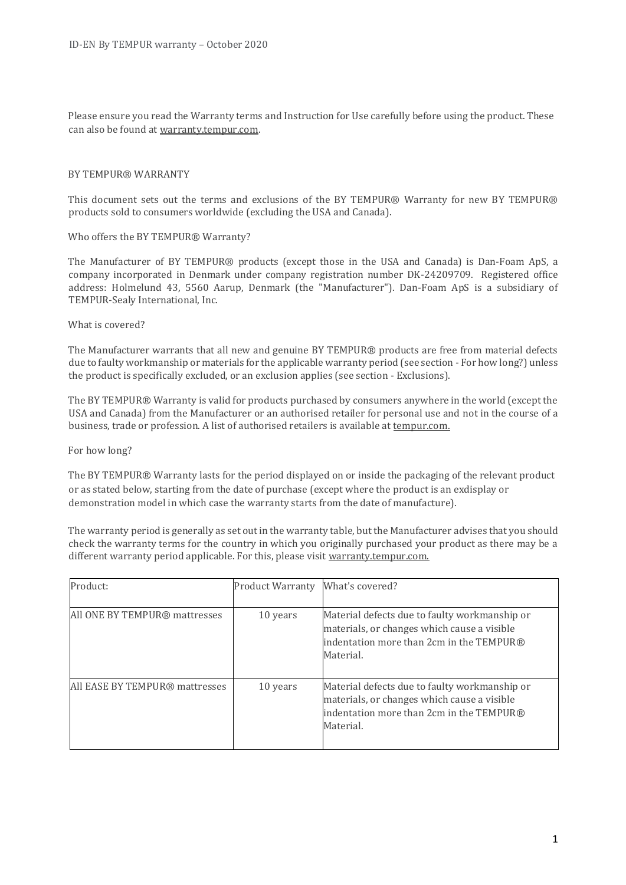Please ensure you read the Warranty terms and Instruction for Use carefully before using the product. These can also be found at warranty.tempur.com.

## BY TEMPUR® WARRANTY

This document sets out the terms and exclusions of the BY TEMPUR® Warranty for new BY TEMPUR® products sold to consumers worldwide (excluding the USA and Canada).

### Who offers the BY TEMPUR® Warranty?

The Manufacturer of BY TEMPUR® products (except those in the USA and Canada) is Dan-Foam ApS, a company incorporated in Denmark under company registration number DK-24209709. Registered office address: Holmelund 43, 5560 Aarup, Denmark (the "Manufacturer"). Dan-Foam ApS is a subsidiary of TEMPUR-Sealy International, Inc.

### What is covered?

The Manufacturer warrants that all new and genuine BY TEMPUR® products are free from material defects due to faulty workmanship or materials for the applicable warranty period (see section - For how long?) unless the product is specifically excluded, or an exclusion applies (see section - Exclusions).

The BY TEMPUR® Warranty is valid for products purchased by consumers anywhere in the world (except the USA and Canada) from the Manufacturer or an authorised retailer for personal use and not in the course of a business, trade or profession. A list of authorised retailers is available at tempur.com.

### For how long?

The BY TEMPUR® Warranty lasts for the period displayed on or inside the packaging of the relevant product or as stated below, starting from the date of purchase (except where the product is an exdisplay or demonstration model in which case the warranty starts from the date of manufacture).

The warranty period is generally as set out in the warranty table, but the Manufacturer advises that you should check the warranty terms for the country in which you originally purchased your product as there may be a different warranty period applicable. For this, please visit warranty.tempur.com.

| Product: | Product Warranty | What's covered? |
|---|---|---|
| All ONE BY TEMPUR® mattresses | 10 years | Material defects due to faulty workmanship or materials, or changes which cause a visible indentation more than 2cm in the TEMPUR® Material. |
| All EASE BY TEMPUR® mattresses | 10 years | Material defects due to faulty workmanship or materials, or changes which cause a visible indentation more than 2cm in the TEMPUR® Material. |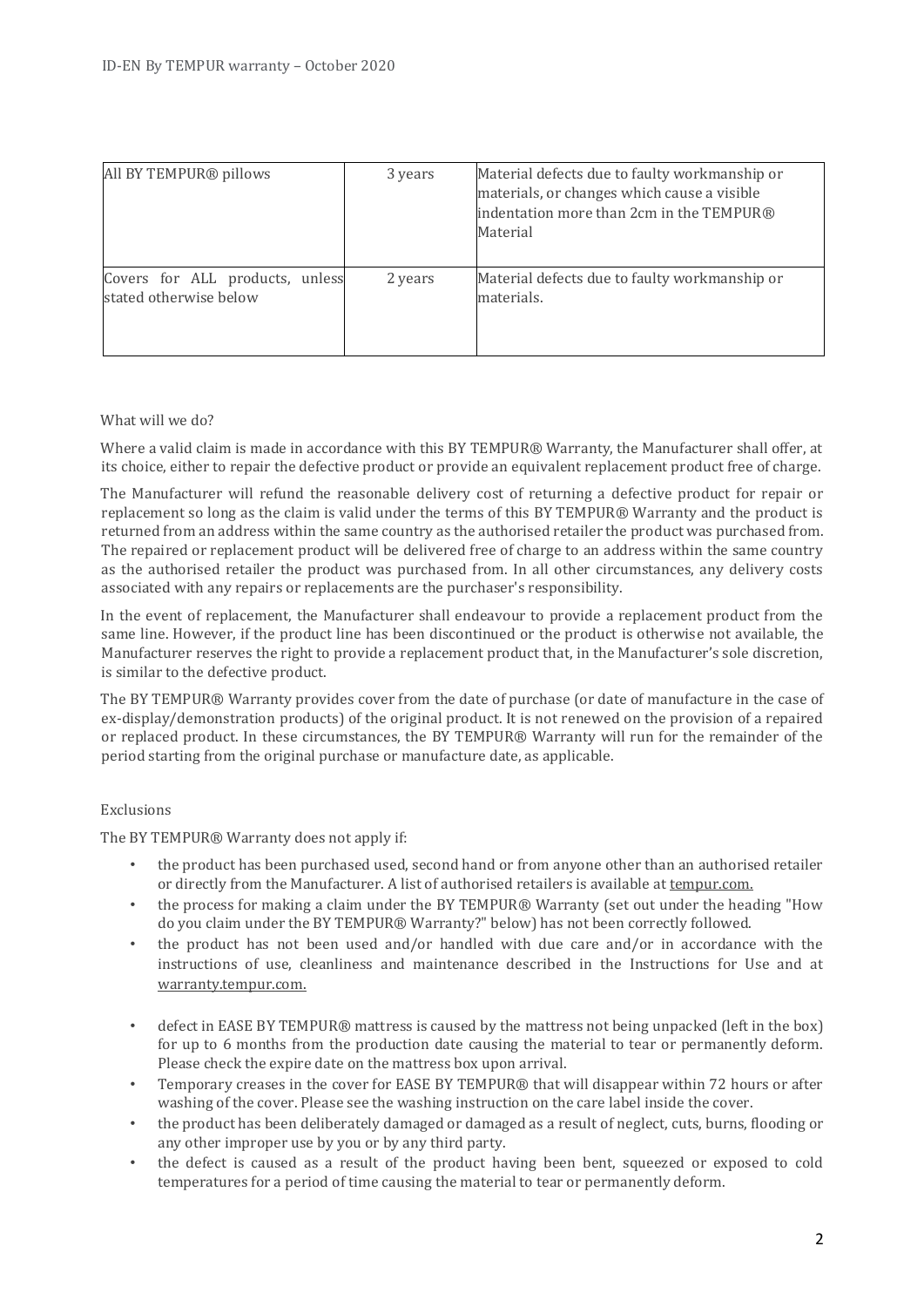| All BY TEMPUR® pillows | 3 years | Material defects due to faulty workmanship or materials, or changes which cause a visible indentation more than 2cm in the TEMPUR® Material |
| --- | --- | --- |
| Covers for ALL products, unless stated otherwise below | 2 years | Material defects due to faulty workmanship or materials. |

What will we do?

Where a valid claim is made in accordance with this BY TEMPUR® Warranty, the Manufacturer shall offer, at its choice, either to repair the defective product or provide an equivalent replacement product free of charge.

The Manufacturer will refund the reasonable delivery cost of returning a defective product for repair or replacement so long as the claim is valid under the terms of this BY TEMPUR® Warranty and the product is returned from an address within the same country as the authorised retailer the product was purchased from. The repaired or replacement product will be delivered free of charge to an address within the same country as the authorised retailer the product was purchased from. In all other circumstances, any delivery costs associated with any repairs or replacements are the purchaser's responsibility.

In the event of replacement, the Manufacturer shall endeavour to provide a replacement product from the same line. However, if the product line has been discontinued or the product is otherwise not available, the Manufacturer reserves the right to provide a replacement product that, in the Manufacturer's sole discretion, is similar to the defective product.

The BY TEMPUR® Warranty provides cover from the date of purchase (or date of manufacture in the case of ex-display/demonstration products) of the original product. It is not renewed on the provision of a repaired or replaced product. In these circumstances, the BY TEMPUR® Warranty will run for the remainder of the period starting from the original purchase or manufacture date, as applicable.

Exclusions

The BY TEMPUR® Warranty does not apply if:

- the product has been purchased used, second hand or from anyone other than an authorised retailer or directly from the Manufacturer. A list of authorised retailers is available at tempur.com.
- the process for making a claim under the BY TEMPUR® Warranty (set out under the heading "How do you claim under the BY TEMPUR® Warranty?" below) has not been correctly followed.
- the product has not been used and/or handled with due care and/or in accordance with the instructions of use, cleanliness and maintenance described in the Instructions for Use and at warranty.tempur.com.
- defect in EASE BY TEMPUR® mattress is caused by the mattress not being unpacked (left in the box) for up to 6 months from the production date causing the material to tear or permanently deform. Please check the expire date on the mattress box upon arrival.
- Temporary creases in the cover for EASE BY TEMPUR® that will disappear within 72 hours or after washing of the cover. Please see the washing instruction on the care label inside the cover.
- the product has been deliberately damaged or damaged as a result of neglect, cuts, burns, flooding or any other improper use by you or by any third party.
- the defect is caused as a result of the product having been bent, squeezed or exposed to cold temperatures for a period of time causing the material to tear or permanently deform.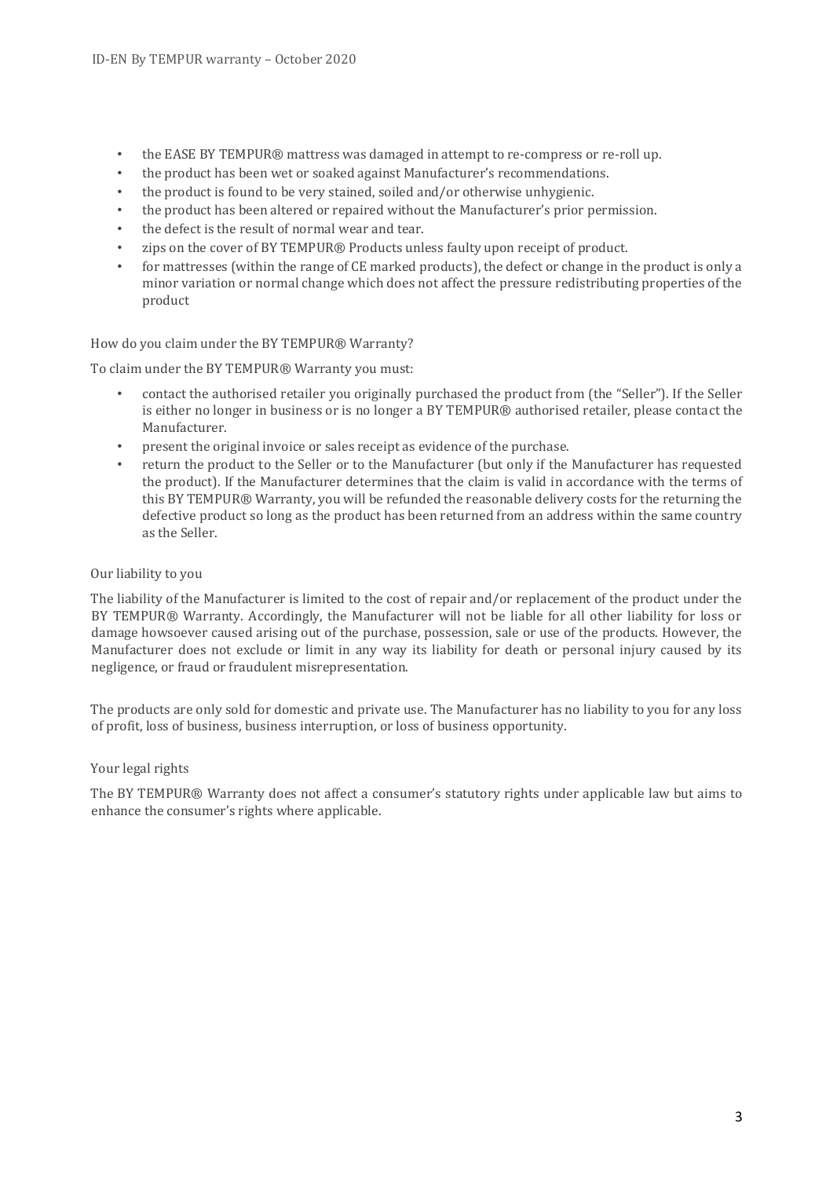- the EASE BY TEMPUR® mattress was damaged in attempt to re-compress or re-roll up.
- the product has been wet or soaked against Manufacturer's recommendations.
- the product is found to be very stained, soiled and/or otherwise unhygienic.
- the product has been altered or repaired without the Manufacturer's prior permission.
- the defect is the result of normal wear and tear.
- zips on the cover of BY TEMPUR® Products unless faulty upon receipt of product.
- for mattresses (within the range of CE marked products), the defect or change in the product is only a minor variation or normal change which does not affect the pressure redistributing properties of the product

## How do you claim under the BY TEMPUR® Warranty?

To claim under the BY TEMPUR® Warranty you must:

- contact the authorised retailer you originally purchased the product from (the "Seller"). If the Seller is either no longer in business or is no longer a BY TEMPUR® authorised retailer, please contact the Manufacturer.
- present the original invoice or sales receipt as evidence of the purchase.
- return the product to the Seller or to the Manufacturer (but only if the Manufacturer has requested the product). If the Manufacturer determines that the claim is valid in accordance with the terms of this BY TEMPUR® Warranty, you will be refunded the reasonable delivery costs for the returning the defective product so long as the product has been returned from an address within the same country as the Seller.

## Our liability to you

The liability of the Manufacturer is limited to the cost of repair and/or replacement of the product under the BY TEMPUR® Warranty. Accordingly, the Manufacturer will not be liable for all other liability for loss or damage howsoever caused arising out of the purchase, possession, sale or use of the products. However, the Manufacturer does not exclude or limit in any way its liability for death or personal injury caused by its negligence, or fraud or fraudulent misrepresentation.

The products are only sold for domestic and private use. The Manufacturer has no liability to you for any loss of profit, loss of business, business interruption, or loss of business opportunity.

## Your legal rights

The BY TEMPUR® Warranty does not affect a consumer's statutory rights under applicable law but aims to enhance the consumer's rights where applicable.